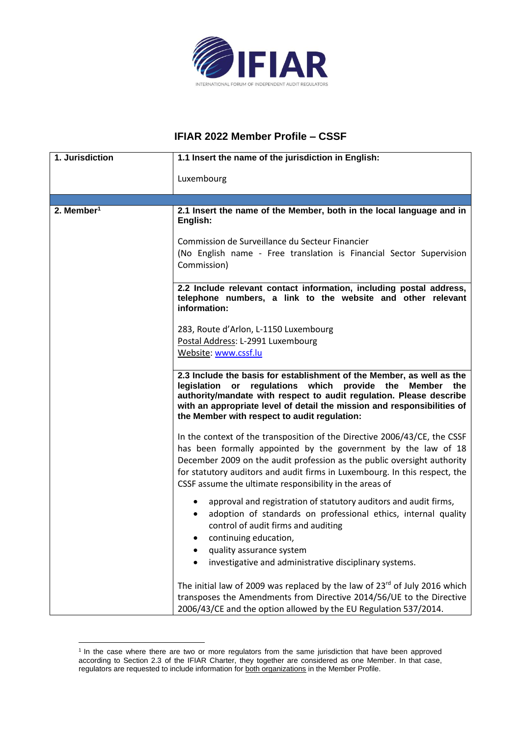# IFIAR 2022 Member Profile – CSSF

| 1. Jurisdiction | 1.1 Insert the name of the jurisdiction in English: |
|---|---|
| | Luxembourg |
| | |
| 2. Member[1] | **2.1 Insert the name of the Member, both in the local language and in English:**<br><br>Commission de Surveillance du Secteur Financier<br>(No English name - Free translation is Financial Sector Supervision Commission) |
| | **2.2 Include relevant contact information, including postal address, telephone numbers, a link to the website and other relevant information:**<br><br>283, Route d'Arlon, L-1150 Luxembourg<br>Postal Address: L-2991 Luxembourg<br>Website: www.cssf.lu |
| | **2.3 Include the basis for establishment of the Member, as well as the legislation or regulations which provide the Member the authority/mandate with respect to audit regulation. Please describe with an appropriate level of detail the mission and responsibilities of the Member with respect to audit regulation:**<br><br>In the context of the transposition of the Directive 2006/43/CE, the CSSF has been formally appointed by the government by the law of 18 December 2009 on the audit profession as the public oversight authority for statutory auditors and audit firms in Luxembourg. In this respect, the CSSF assume the ultimate responsibility in the areas of<br><br>• approval and registration of statutory auditors and audit firms,<br>• adoption of standards on professional ethics, internal quality control of audit firms and auditing<br>• continuing education,<br>• quality assurance system<br>• investigative and administrative disciplinary systems.<br><br>The initial law of 2009 was replaced by the law of 23rd of July 2016 which transposes the Amendments from Directive 2014/56/UE to the Directive 2006/43/CE and the option allowed by the EU Regulation 537/2014. |

[1] In the case where there are two or more regulators from the same jurisdiction that have been approved according to Section 2.3 of the IFIAR Charter, they together are considered as one Member. In that case, regulators are requested to include information for both organizations in the Member Profile.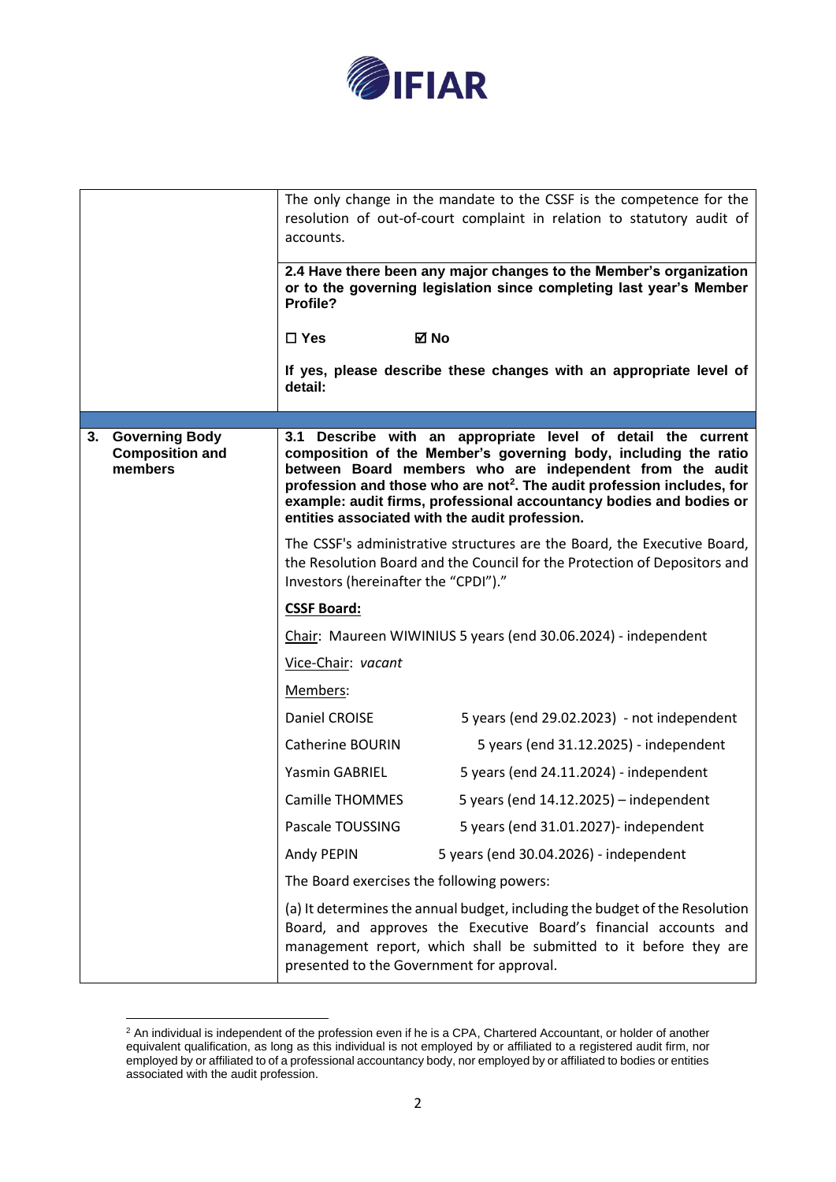| | |
|---|---|
| | The only change in the mandate to the CSSF is the competence for the resolution of out-of-court complaint in relation to statutory audit of accounts. |
| | **2.4 Have there been any major changes to the Member's organization or to the governing legislation since completing last year's Member Profile?**<br><br>**☐ Yes ☑ No**<br><br>**If yes, please describe these changes with an appropriate level of detail:** |
| | |
| **3. Governing Body Composition and members** | **3.1 Describe with an appropriate level of detail the current composition of the Member's governing body, including the ratio between Board members who are independent from the audit profession and those who are not[2]. The audit profession includes, for example: audit firms, professional accountancy bodies and bodies or entities associated with the audit profession.**<br><br>The CSSF's administrative structures are the Board, the Executive Board, the Resolution Board and the Council for the Protection of Depositors and Investors (hereinafter the "CPDI")."<br><br>**<u>CSSF Board:</u>**<br><br><u>Chair</u>: Maureen WIWINIUS 5 years (end 30.06.2024) - independent<br><br><u>Vice-Chair</u>: *vacant*<br><br><u>Members</u>:<br><br>Daniel CROISE 5 years (end 29.02.2023) - not independent<br><br>Catherine BOURIN 5 years (end 31.12.2025) - independent<br><br>Yasmin GABRIEL 5 years (end 24.11.2024) - independent<br><br>Camille THOMMES 5 years (end 14.12.2025) – independent<br><br>Pascale TOUSSING 5 years (end 31.01.2027)- independent<br><br>Andy PEPIN 5 years (end 30.04.2026) - independent<br><br>The Board exercises the following powers:<br><br>(a) It determines the annual budget, including the budget of the Resolution Board, and approves the Executive Board's financial accounts and management report, which shall be submitted to it before they are presented to the Government for approval. |

[2] An individual is independent of the profession even if he is a CPA, Chartered Accountant, or holder of another equivalent qualification, as long as this individual is not employed by or affiliated to a registered audit firm, nor employed by or affiliated to of a professional accountancy body, nor employed by or affiliated to bodies or entities associated with the audit profession.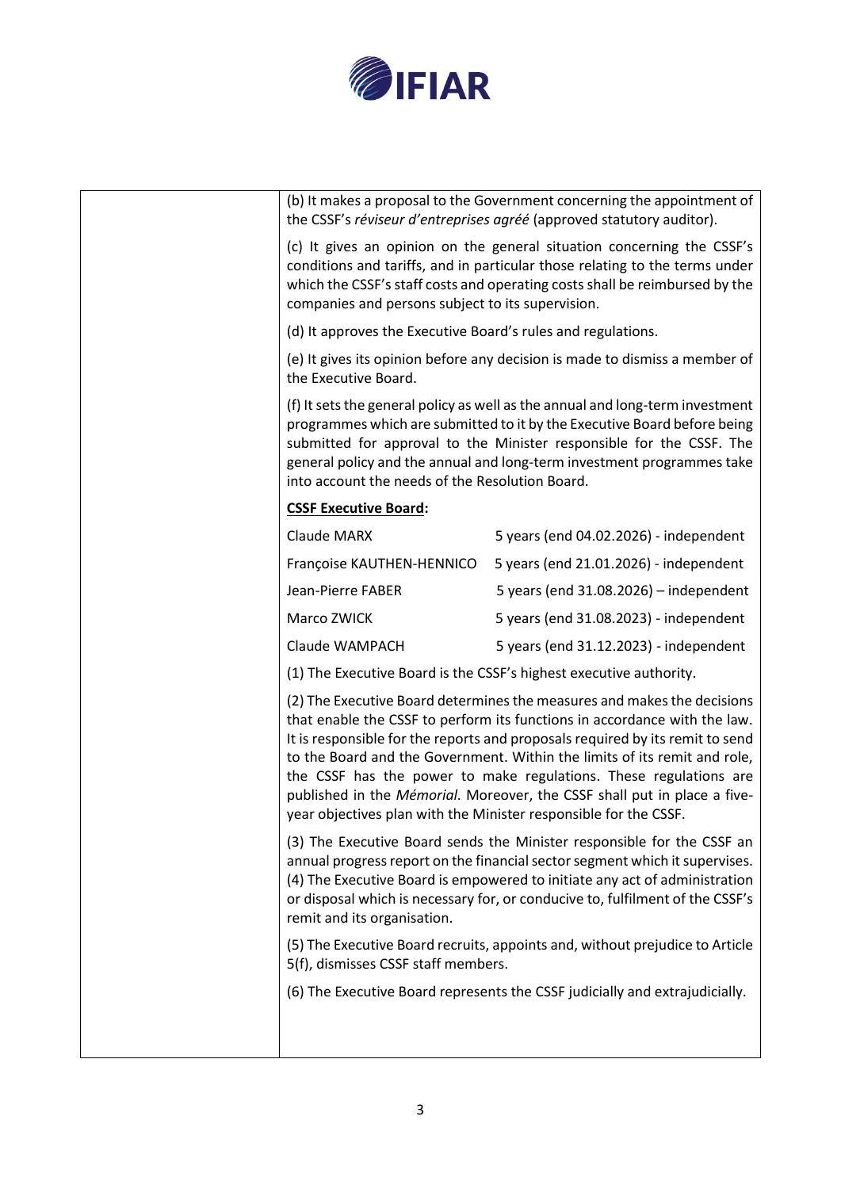| | |
|---|---|
| | (b) It makes a proposal to the Government concerning the appointment of the CSSF's *réviseur d'entreprises agréé* (approved statutory auditor).<br><br>(c) It gives an opinion on the general situation concerning the CSSF's conditions and tariffs, and in particular those relating to the terms under which the CSSF's staff costs and operating costs shall be reimbursed by the companies and persons subject to its supervision.<br><br>(d) It approves the Executive Board's rules and regulations.<br><br>(e) It gives its opinion before any decision is made to dismiss a member of the Executive Board.<br><br>(f) It sets the general policy as well as the annual and long-term investment programmes which are submitted to it by the Executive Board before being submitted for approval to the Minister responsible for the CSSF. The general policy and the annual and long-term investment programmes take into account the needs of the Resolution Board.<br><br>**CSSF Executive Board:**<br><br>Claude MARX — 5 years (end 04.02.2026) - independent<br>Françoise KAUTHEN-HENNICO — 5 years (end 21.01.2026) - independent<br>Jean-Pierre FABER — 5 years (end 31.08.2026) – independent<br>Marco ZWICK — 5 years (end 31.08.2023) - independent<br>Claude WAMPACH — 5 years (end 31.12.2023) - independent<br><br>(1) The Executive Board is the CSSF's highest executive authority.<br><br>(2) The Executive Board determines the measures and makes the decisions that enable the CSSF to perform its functions in accordance with the law. It is responsible for the reports and proposals required by its remit to send to the Board and the Government. Within the limits of its remit and role, the CSSF has the power to make regulations. These regulations are published in the *Mémorial*. Moreover, the CSSF shall put in place a five-year objectives plan with the Minister responsible for the CSSF.<br><br>(3) The Executive Board sends the Minister responsible for the CSSF an annual progress report on the financial sector segment which it supervises. (4) The Executive Board is empowered to initiate any act of administration or disposal which is necessary for, or conducive to, fulfilment of the CSSF's remit and its organisation.<br><br>(5) The Executive Board recruits, appoints and, without prejudice to Article 5(f), dismisses CSSF staff members.<br><br>(6) The Executive Board represents the CSSF judicially and extrajudicially. |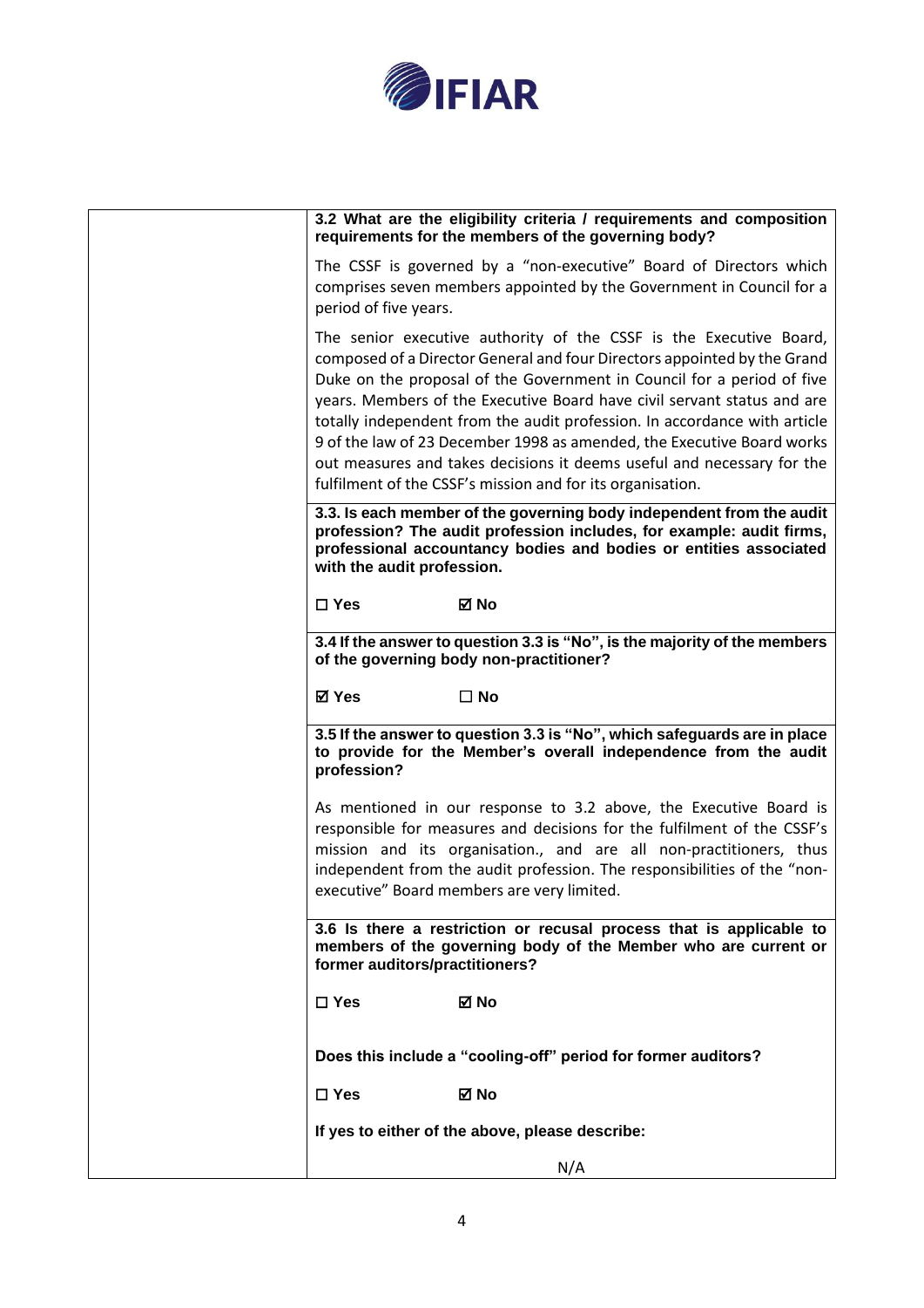**3.2 What are the eligibility criteria / requirements and composition requirements for the members of the governing body?**

The CSSF is governed by a "non-executive" Board of Directors which comprises seven members appointed by the Government in Council for a period of five years.

The senior executive authority of the CSSF is the Executive Board, composed of a Director General and four Directors appointed by the Grand Duke on the proposal of the Government in Council for a period of five years. Members of the Executive Board have civil servant status and are totally independent from the audit profession. In accordance with article 9 of the law of 23 December 1998 as amended, the Executive Board works out measures and takes decisions it deems useful and necessary for the fulfilment of the CSSF's mission and for its organisation.

**3.3. Is each member of the governing body independent from the audit profession? The audit profession includes, for example: audit firms, professional accountancy bodies and bodies or entities associated with the audit profession.**

☐ **Yes** ☑ **No**

**3.4 If the answer to question 3.3 is "No", is the majority of the members of the governing body non-practitioner?**

☑ **Yes** ☐ **No**

**3.5 If the answer to question 3.3 is "No", which safeguards are in place to provide for the Member's overall independence from the audit profession?**

As mentioned in our response to 3.2 above, the Executive Board is responsible for measures and decisions for the fulfilment of the CSSF's mission and its organisation., and are all non-practitioners, thus independent from the audit profession. The responsibilities of the "non-executive" Board members are very limited.

**3.6 Is there a restriction or recusal process that is applicable to members of the governing body of the Member who are current or former auditors/practitioners?**

☐ **Yes** ☑ **No**

**Does this include a "cooling-off" period for former auditors?**

☐ **Yes** ☑ **No**

**If yes to either of the above, please describe:**

N/A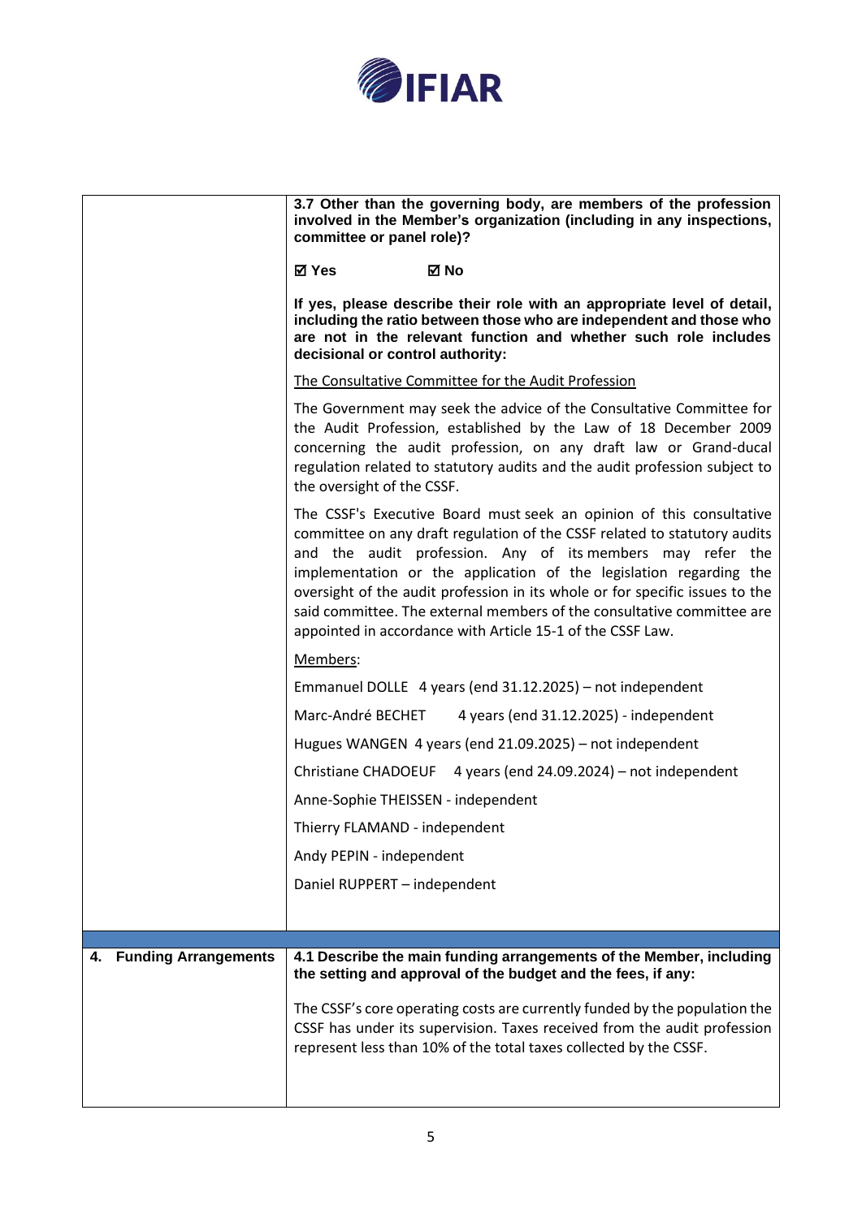| | |
|---|---|
| | **3.7 Other than the governing body, are members of the profession involved in the Member's organization (including in any inspections, committee or panel role)?**<br><br>**☑ Yes ☑ No**<br><br>**If yes, please describe their role with an appropriate level of detail, including the ratio between those who are independent and those who are not in the relevant function and whether such role includes decisional or control authority:**<br><br><u>The Consultative Committee for the Audit Profession</u><br><br>The Government may seek the advice of the Consultative Committee for the Audit Profession, established by the Law of 18 December 2009 concerning the audit profession, on any draft law or Grand-ducal regulation related to statutory audits and the audit profession subject to the oversight of the CSSF.<br><br>The CSSF's Executive Board must seek an opinion of this consultative committee on any draft regulation of the CSSF related to statutory audits and the audit profession. Any of its members may refer the implementation or the application of the legislation regarding the oversight of the audit profession in its whole or for specific issues to the said committee. The external members of the consultative committee are appointed in accordance with Article 15-1 of the CSSF Law.<br><br><u>Members</u>:<br><br>Emmanuel DOLLE 4 years (end 31.12.2025) – not independent<br><br>Marc-André BECHET 4 years (end 31.12.2025) - independent<br><br>Hugues WANGEN 4 years (end 21.09.2025) – not independent<br><br>Christiane CHADOEUF 4 years (end 24.09.2024) – not independent<br><br>Anne-Sophie THEISSEN - independent<br><br>Thierry FLAMAND - independent<br><br>Andy PEPIN - independent<br><br>Daniel RUPPERT – independent |
| **4. Funding Arrangements** | **4.1 Describe the main funding arrangements of the Member, including the setting and approval of the budget and the fees, if any:**<br><br>The CSSF's core operating costs are currently funded by the population the CSSF has under its supervision. Taxes received from the audit profession represent less than 10% of the total taxes collected by the CSSF. |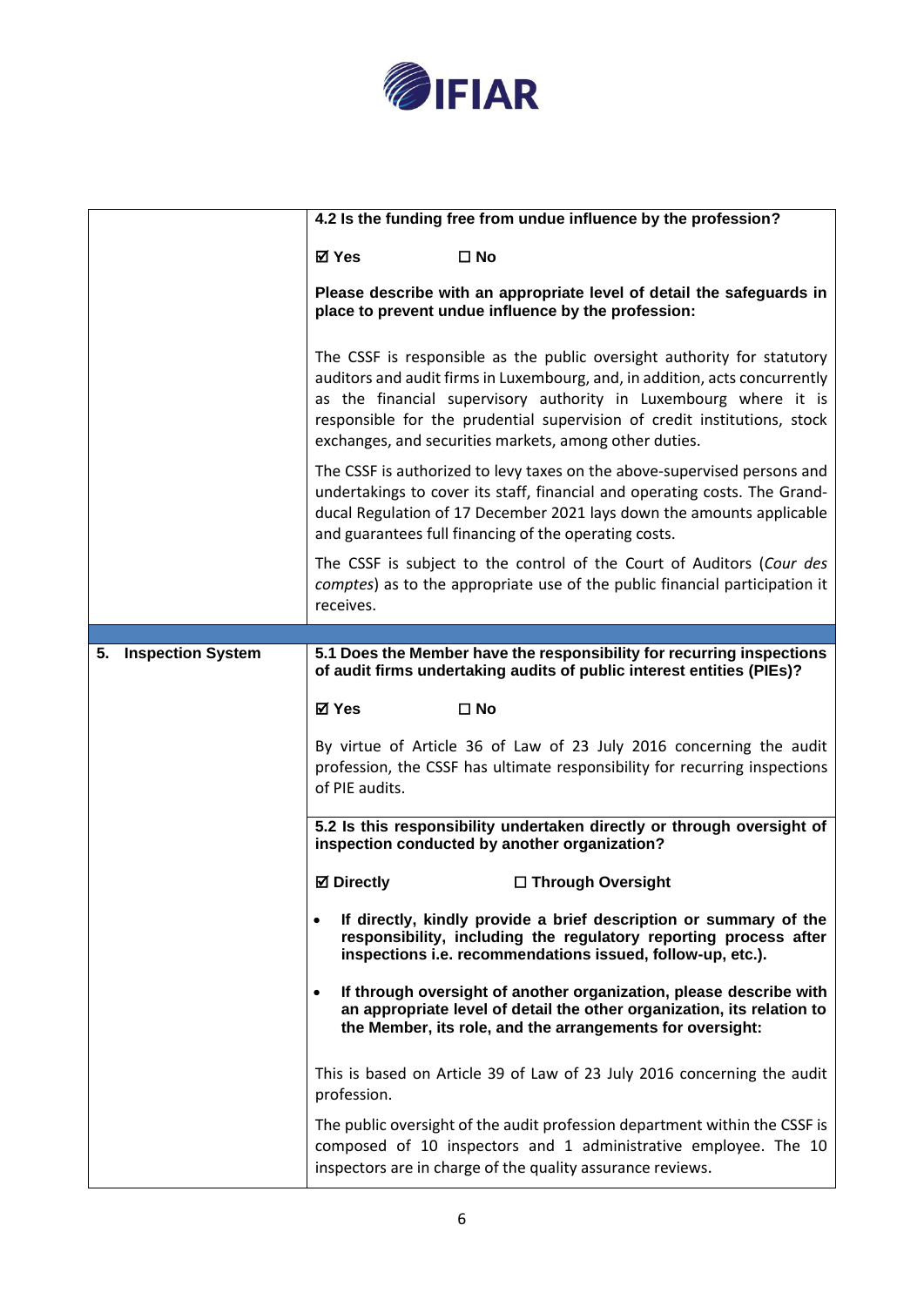| | |
|---|---|
| | **4.2 Is the funding free from undue influence by the profession?**<br><br>☑ **Yes** ☐ **No**<br><br>**Please describe with an appropriate level of detail the safeguards in place to prevent undue influence by the profession:**<br><br>The CSSF is responsible as the public oversight authority for statutory auditors and audit firms in Luxembourg, and, in addition, acts concurrently as the financial supervisory authority in Luxembourg where it is responsible for the prudential supervision of credit institutions, stock exchanges, and securities markets, among other duties.<br><br>The CSSF is authorized to levy taxes on the above-supervised persons and undertakings to cover its staff, financial and operating costs. The Grand-ducal Regulation of 17 December 2021 lays down the amounts applicable and guarantees full financing of the operating costs.<br><br>The CSSF is subject to the control of the Court of Auditors (*Cour des comptes*) as to the appropriate use of the public financial participation it receives. |
| | |
| **5. Inspection System** | **5.1 Does the Member have the responsibility for recurring inspections of audit firms undertaking audits of public interest entities (PIEs)?**<br><br>☑ **Yes** ☐ **No**<br><br>By virtue of Article 36 of Law of 23 July 2016 concerning the audit profession, the CSSF has ultimate responsibility for recurring inspections of PIE audits. |
| | **5.2 Is this responsibility undertaken directly or through oversight of inspection conducted by another organization?**<br><br>☑ **Directly** ☐ **Through Oversight**<br><br>• **If directly, kindly provide a brief description or summary of the responsibility, including the regulatory reporting process after inspections i.e. recommendations issued, follow-up, etc.).**<br><br>• **If through oversight of another organization, please describe with an appropriate level of detail the other organization, its relation to the Member, its role, and the arrangements for oversight:**<br><br>This is based on Article 39 of Law of 23 July 2016 concerning the audit profession.<br><br>The public oversight of the audit profession department within the CSSF is composed of 10 inspectors and 1 administrative employee. The 10 inspectors are in charge of the quality assurance reviews. |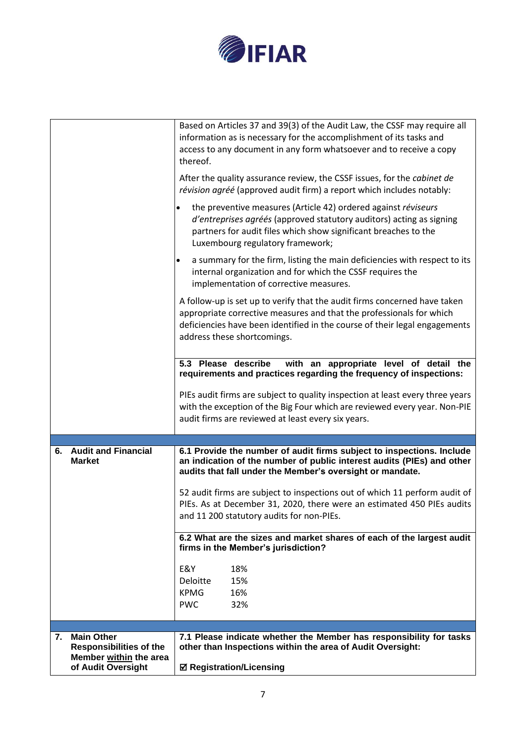| | |
|---|---|
| | Based on Articles 37 and 39(3) of the Audit Law, the CSSF may require all information as is necessary for the accomplishment of its tasks and access to any document in any form whatsoever and to receive a copy thereof.<br><br>After the quality assurance review, the CSSF issues, for the *cabinet de révision agréé* (approved audit firm) a report which includes notably:<br><br>• the preventive measures (Article 42) ordered against *réviseurs d'entreprises agréés* (approved statutory auditors) acting as signing partners for audit files which show significant breaches to the Luxembourg regulatory framework;<br><br>• a summary for the firm, listing the main deficiencies with respect to its internal organization and for which the CSSF requires the implementation of corrective measures.<br><br>A follow-up is set up to verify that the audit firms concerned have taken appropriate corrective measures and that the professionals for which deficiencies have been identified in the course of their legal engagements address these shortcomings. |
| | **5.3 Please describe with an appropriate level of detail the requirements and practices regarding the frequency of inspections:**<br><br>PIEs audit firms are subject to quality inspection at least every three years with the exception of the Big Four which are reviewed every year. Non-PIE audit firms are reviewed at least every six years. |
| | |
| **6. Audit and Financial Market** | **6.1 Provide the number of audit firms subject to inspections. Include an indication of the number of public interest audits (PIEs) and other audits that fall under the Member's oversight or mandate.**<br><br>52 audit firms are subject to inspections out of which 11 perform audit of PIEs. As at December 31, 2020, there were an estimated 450 PIEs audits and 11 200 statutory audits for non-PIEs. |
| | **6.2 What are the sizes and market shares of each of the largest audit firms in the Member's jurisdiction?**<br><br>E&Y 18%<br>Deloitte 15%<br>KPMG 16%<br>PWC 32% |
| | |
| **7. Main Other Responsibilities of the Member <u>within</u> the area of Audit Oversight** | **7.1 Please indicate whether the Member has responsibility for tasks other than Inspections within the area of Audit Oversight:**<br><br>**☑ Registration/Licensing** |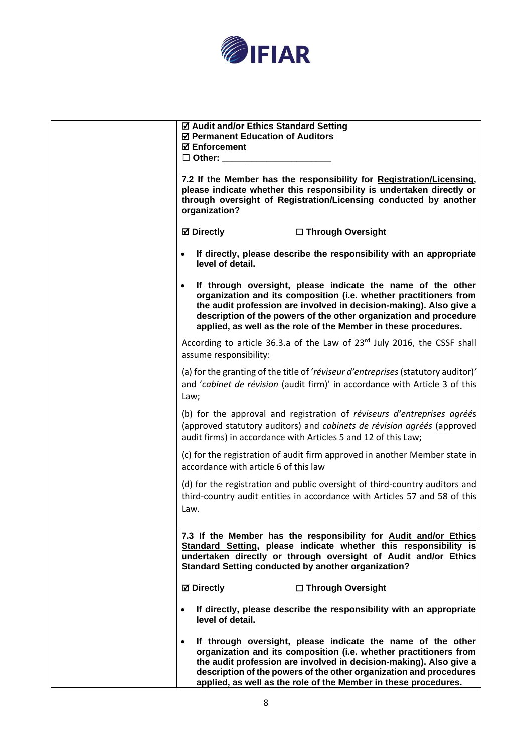| | ☑ **Audit and/or Ethics Standard Setting**<br>☑ **Permanent Education of Auditors**<br>☑ **Enforcement**<br>☐ **Other: ____________________** |
|---|---|
| | **7.2 If the Member has the responsibility for <u>Registration/Licensing</u>, please indicate whether this responsibility is undertaken directly or through oversight of Registration/Licensing conducted by another organization?**<br><br>☑ **Directly** ☐ **Through Oversight**<br><br>• **If directly, please describe the responsibility with an appropriate level of detail.**<br><br>• **If through oversight, please indicate the name of the other organization and its composition (i.e. whether practitioners from the audit profession are involved in decision-making). Also give a description of the powers of the other organization and procedure applied, as well as the role of the Member in these procedures.**<br><br>According to article 36.3.a of the Law of 23rd July 2016, the CSSF shall assume responsibility:<br><br>(a) for the granting of the title of '*réviseur d'entreprises* (statutory auditor)' and '*cabinet de révision* (audit firm)' in accordance with Article 3 of this Law;<br><br>(b) for the approval and registration of *réviseurs d'entreprises agréé*s (approved statutory auditors) and *cabinets de révision agréés* (approved audit firms) in accordance with Articles 5 and 12 of this Law;<br><br>(c) for the registration of audit firm approved in another Member state in accordance with article 6 of this law<br><br>(d) for the registration and public oversight of third-country auditors and third-country audit entities in accordance with Articles 57 and 58 of this Law. |
| | **7.3 If the Member has the responsibility for <u>Audit and/or Ethics Standard Setting</u>, please indicate whether this responsibility is undertaken directly or through oversight of Audit and/or Ethics Standard Setting conducted by another organization?**<br><br>☑ **Directly** ☐ **Through Oversight**<br><br>• **If directly, please describe the responsibility with an appropriate level of detail.**<br><br>• **If through oversight, please indicate the name of the other organization and its composition (i.e. whether practitioners from the audit profession are involved in decision-making). Also give a description of the powers of the other organization and procedures applied, as well as the role of the Member in these procedures.** |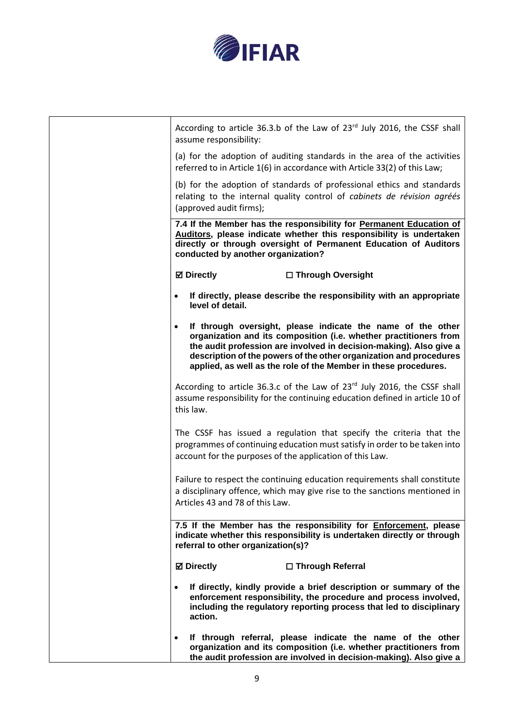| | |
|---|---|
| | According to article 36.3.b of the Law of 23rd July 2016, the CSSF shall assume responsibility:<br><br>(a) for the adoption of auditing standards in the area of the activities referred to in Article 1(6) in accordance with Article 33(2) of this Law;<br><br>(b) for the adoption of standards of professional ethics and standards relating to the internal quality control of *cabinets de révision agréés* (approved audit firms); |
| | **7.4 If the Member has the responsibility for <u>Permanent Education of Auditors</u>, please indicate whether this responsibility is undertaken directly or through oversight of Permanent Education of Auditors conducted by another organization?**<br><br>**☑ Directly ☐ Through Oversight**<br><br>• **If directly, please describe the responsibility with an appropriate level of detail.**<br><br>• **If through oversight, please indicate the name of the other organization and its composition (i.e. whether practitioners from the audit profession are involved in decision-making). Also give a description of the powers of the other organization and procedures applied, as well as the role of the Member in these procedures.**<br><br>According to article 36.3.c of the Law of 23rd July 2016, the CSSF shall assume responsibility for the continuing education defined in article 10 of this law.<br><br>The CSSF has issued a regulation that specify the criteria that the programmes of continuing education must satisfy in order to be taken into account for the purposes of the application of this Law.<br><br>Failure to respect the continuing education requirements shall constitute a disciplinary offence, which may give rise to the sanctions mentioned in Articles 43 and 78 of this Law. |
| | **7.5 If the Member has the responsibility for <u>Enforcement</u>, please indicate whether this responsibility is undertaken directly or through referral to other organization(s)?**<br><br>**☑ Directly ☐ Through Referral**<br><br>• **If directly, kindly provide a brief description or summary of the enforcement responsibility, the procedure and process involved, including the regulatory reporting process that led to disciplinary action.**<br><br>• **If through referral, please indicate the name of the other organization and its composition (i.e. whether practitioners from the audit profession are involved in decision-making). Also give a** |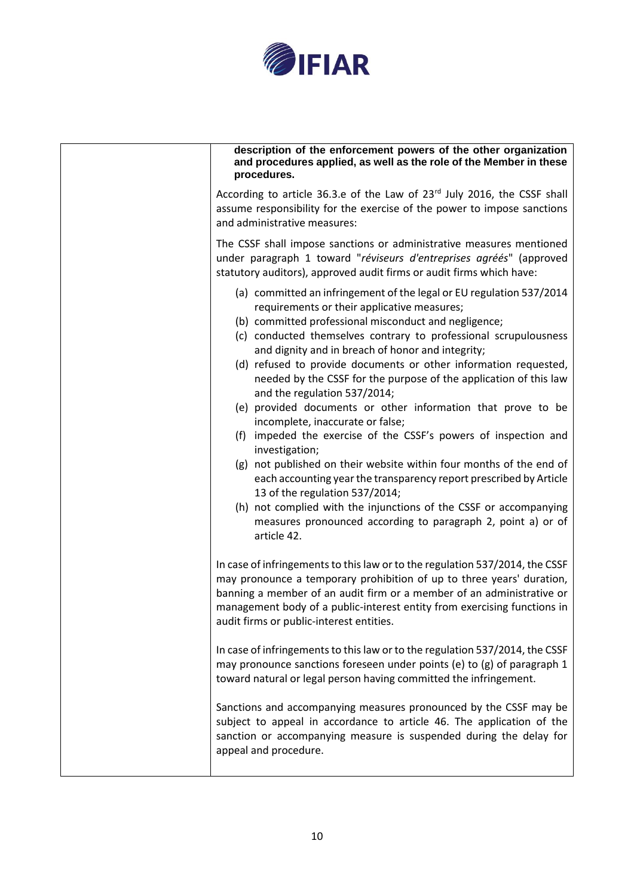|  | **description of the enforcement powers of the other organization and procedures applied, as well as the role of the Member in these procedures.**<br><br>According to article 36.3.e of the Law of 23rd July 2016, the CSSF shall assume responsibility for the exercise of the power to impose sanctions and administrative measures:<br><br>The CSSF shall impose sanctions or administrative measures mentioned under paragraph 1 toward "*réviseurs d'entreprises agréés*" (approved statutory auditors), approved audit firms or audit firms which have:<br><br>(a) committed an infringement of the legal or EU regulation 537/2014 requirements or their applicative measures;<br>(b) committed professional misconduct and negligence;<br>(c) conducted themselves contrary to professional scrupulousness and dignity and in breach of honor and integrity;<br>(d) refused to provide documents or other information requested, needed by the CSSF for the purpose of the application of this law and the regulation 537/2014;<br>(e) provided documents or other information that prove to be incomplete, inaccurate or false;<br>(f) impeded the exercise of the CSSF's powers of inspection and investigation;<br>(g) not published on their website within four months of the end of each accounting year the transparency report prescribed by Article 13 of the regulation 537/2014;<br>(h) not complied with the injunctions of the CSSF or accompanying measures pronounced according to paragraph 2, point a) or of article 42.<br><br>In case of infringements to this law or to the regulation 537/2014, the CSSF may pronounce a temporary prohibition of up to three years' duration, banning a member of an audit firm or a member of an administrative or management body of a public-interest entity from exercising functions in audit firms or public-interest entities.<br><br>In case of infringements to this law or to the regulation 537/2014, the CSSF may pronounce sanctions foreseen under points (e) to (g) of paragraph 1 toward natural or legal person having committed the infringement.<br><br>Sanctions and accompanying measures pronounced by the CSSF may be subject to appeal in accordance to article 46. The application of the sanction or accompanying measure is suspended during the delay for appeal and procedure. |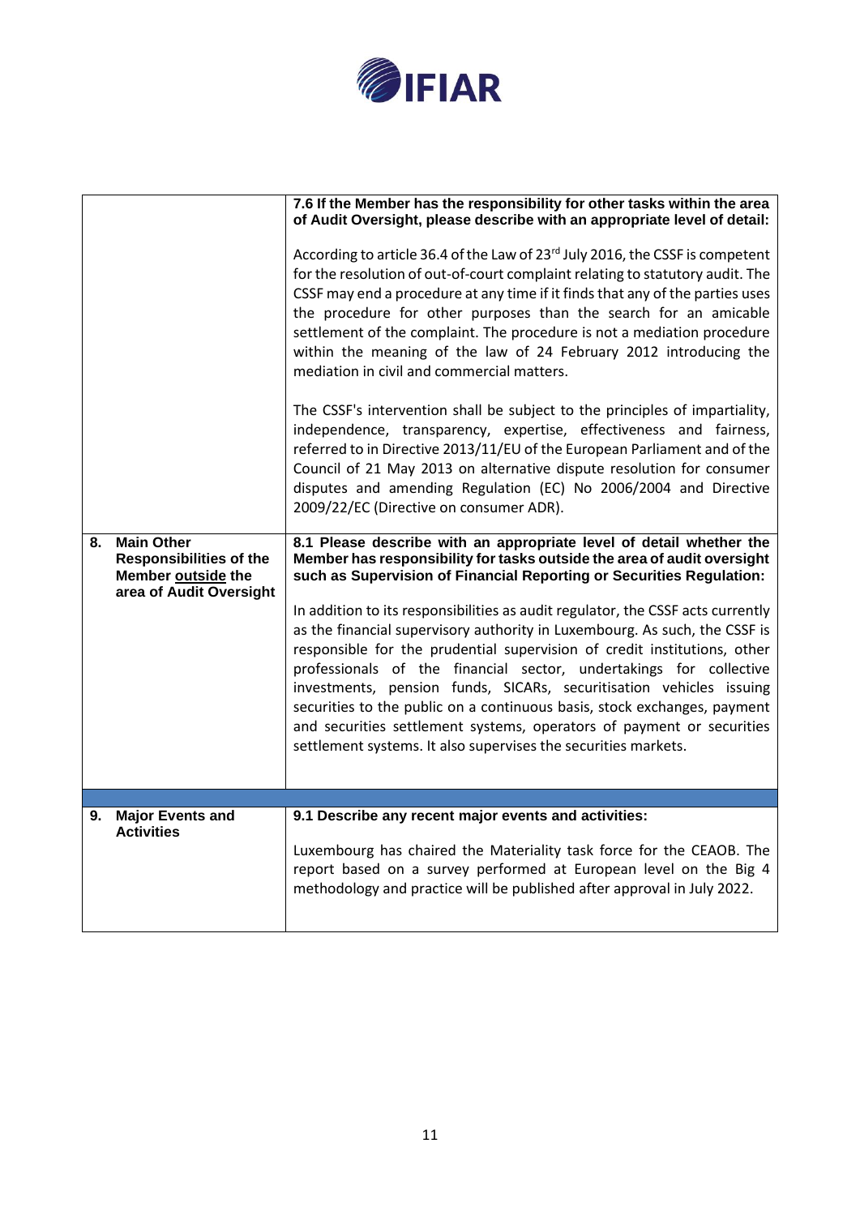| | |
|---|---|
| | **7.6 If the Member has the responsibility for other tasks within the area of Audit Oversight, please describe with an appropriate level of detail:**<br><br>According to article 36.4 of the Law of 23rd July 2016, the CSSF is competent for the resolution of out-of-court complaint relating to statutory audit. The CSSF may end a procedure at any time if it finds that any of the parties uses the procedure for other purposes than the search for an amicable settlement of the complaint. The procedure is not a mediation procedure within the meaning of the law of 24 February 2012 introducing the mediation in civil and commercial matters.<br><br>The CSSF's intervention shall be subject to the principles of impartiality, independence, transparency, expertise, effectiveness and fairness, referred to in Directive 2013/11/EU of the European Parliament and of the Council of 21 May 2013 on alternative dispute resolution for consumer disputes and amending Regulation (EC) No 2006/2004 and Directive 2009/22/EC (Directive on consumer ADR). |
| **8. Main Other Responsibilities of the Member outside the area of Audit Oversight** | **8.1 Please describe with an appropriate level of detail whether the Member has responsibility for tasks outside the area of audit oversight such as Supervision of Financial Reporting or Securities Regulation:**<br><br>In addition to its responsibilities as audit regulator, the CSSF acts currently as the financial supervisory authority in Luxembourg. As such, the CSSF is responsible for the prudential supervision of credit institutions, other professionals of the financial sector, undertakings for collective investments, pension funds, SICARs, securitisation vehicles issuing securities to the public on a continuous basis, stock exchanges, payment and securities settlement systems, operators of payment or securities settlement systems. It also supervises the securities markets. |
| | |
| **9. Major Events and Activities** | **9.1 Describe any recent major events and activities:**<br><br>Luxembourg has chaired the Materiality task force for the CEAOB. The report based on a survey performed at European level on the Big 4 methodology and practice will be published after approval in July 2022. |